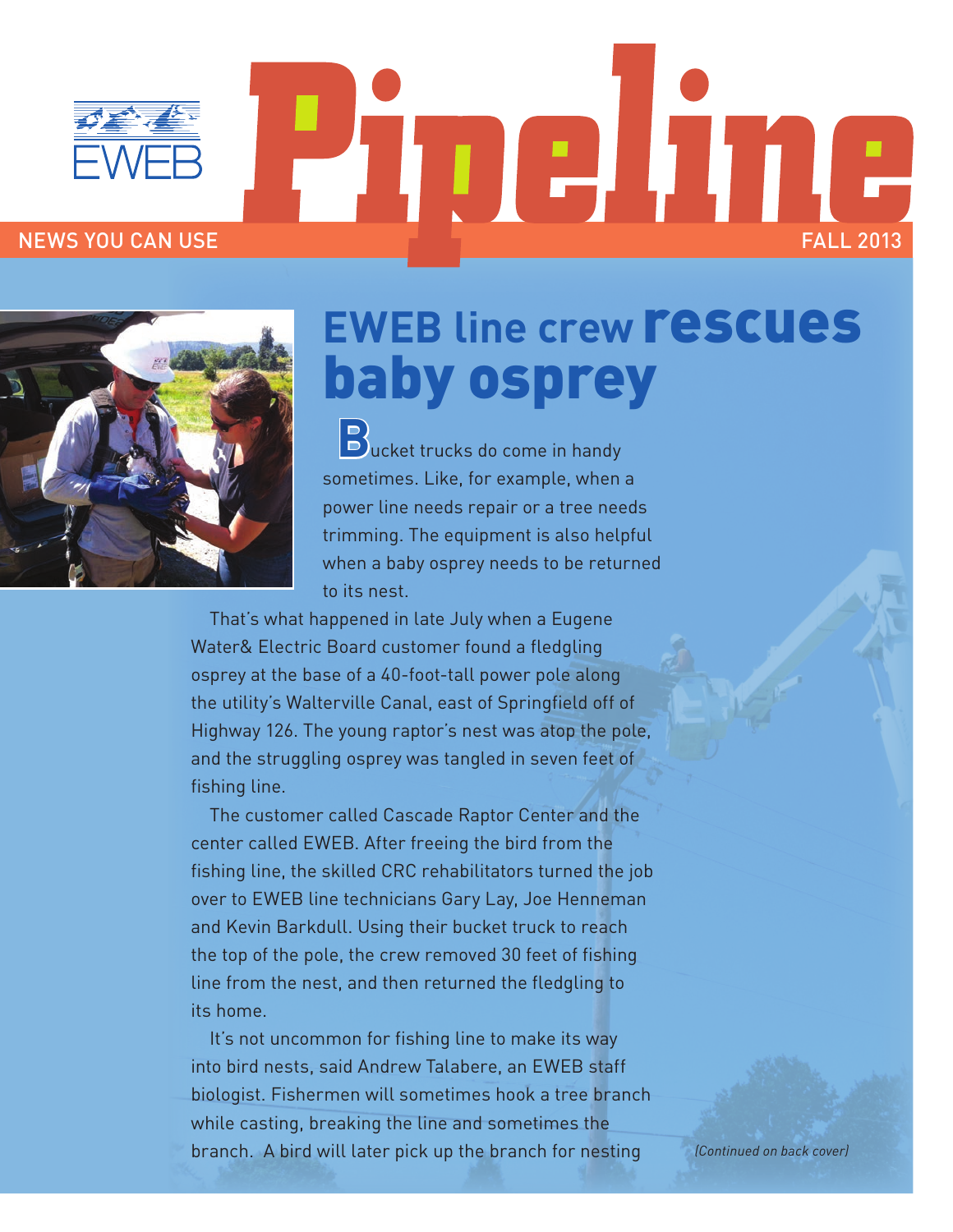EWEB

# Pipeline

NEWS YOU CAN USE

FALL 2013

## EWEB line crew rescues baby osprey

Bucket trucks do come in handy sometimes. Like, for example, when a power line needs repair or a tree needs trimming. The equipment is also helpful when a baby osprey needs to be returned to its nest.

That's what happened in late July when a Eugene Water& Electric Board customer found a fledgling osprey at the base of a 40-foot-tall power pole along the utility's Walterville Canal, east of Springfield off of Highway 126. The young raptor's nest was atop the pole, and the struggling osprey was tangled in seven feet of fishing line.

The customer called Cascade Raptor Center and the center called EWEB. After freeing the bird from the fishing line, the skilled CRC rehabilitators turned the job over to EWEB line technicians Gary Lay, Joe Henneman and Kevin Barkdull. Using their bucket truck to reach the top of the pole, the crew removed 30 feet of fishing line from the nest, and then returned the fledgling to its home.

It's not uncommon for fishing line to make its way into bird nests, said Andrew Talabere, an EWEB staff biologist. Fishermen will sometimes hook a tree branch while casting, breaking the line and sometimes the branch. A bird will later pick up the branch for nesting

*(Continued on back cover)*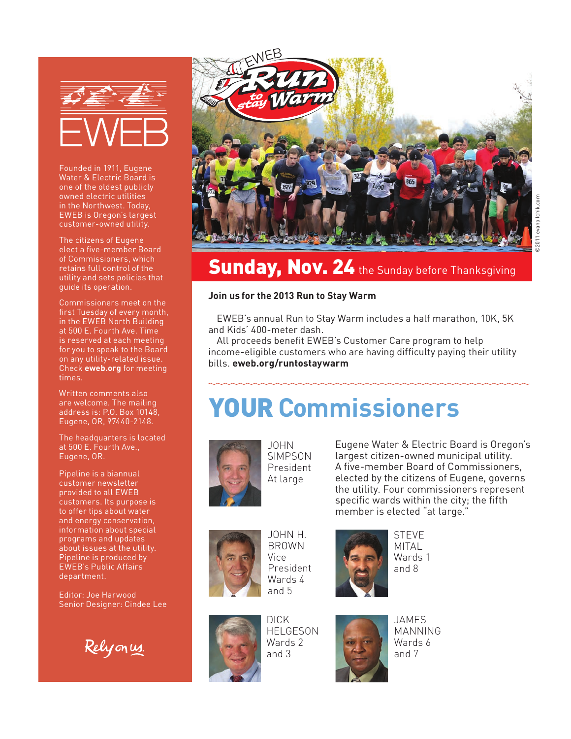EWEB

Founded in 1911, Eugene Water & Electric Board is one of the oldest publicly owned electric utilities in the Northwest. Today, EWEB is Oregon's largest customer-owned utility.

The citizens of Eugene elect a five-member Board of Commissioners, which retains full control of the utility and sets policies that guide its operation.

Commissioners meet on the first Tuesday of every month, in the EWEB North Building at 500 E. Fourth Ave. Time is reserved at each meeting for you to speak to the Board on any utility-related issue. Check **eweb.org** for meeting times.

Written comments also are welcome. The mailing address is: P.O. Box 10148, Eugene, OR, 97440-2148.

The headquarters is located at 500 E. Fourth Ave., Eugene, OR.

Pipeline is a biannual customer newsletter provided to all EWEB customers. Its purpose is to offer tips about water and energy conservation, information about special programs and updates about issues at the utility. Pipeline is produced by EWEB's Public Affairs department.

Editor: Joe Harwood
Senior Designer: Cindee Lee

Rely on us.

EWEB Run to stay Warm

©2011 evanpilchik.com

## Sunday, Nov. 24 the Sunday before Thanksgiving

**Join us for the 2013 Run to Stay Warm**

EWEB's annual Run to Stay Warm includes a half marathon, 10K, 5K and Kids' 400-meter dash.

All proceeds benefit EWEB's Customer Care program to help income-eligible customers who are having difficulty paying their utility bills. **eweb.org/runtostaywarm**

# YOUR Commissioners

JOHN SIMPSON
President
At large

Eugene Water & Electric Board is Oregon's largest citizen-owned municipal utility. A five-member Board of Commissioners, elected by the citizens of Eugene, governs the utility. Four commissioners represent specific wards within the city; the fifth member is elected "at large."

JOHN H. BROWN
Vice President
Wards 4 and 5

STEVE MITAL
Wards 1 and 8

DICK HELGESON
Wards 2 and 3

JAMES MANNING
Wards 6 and 7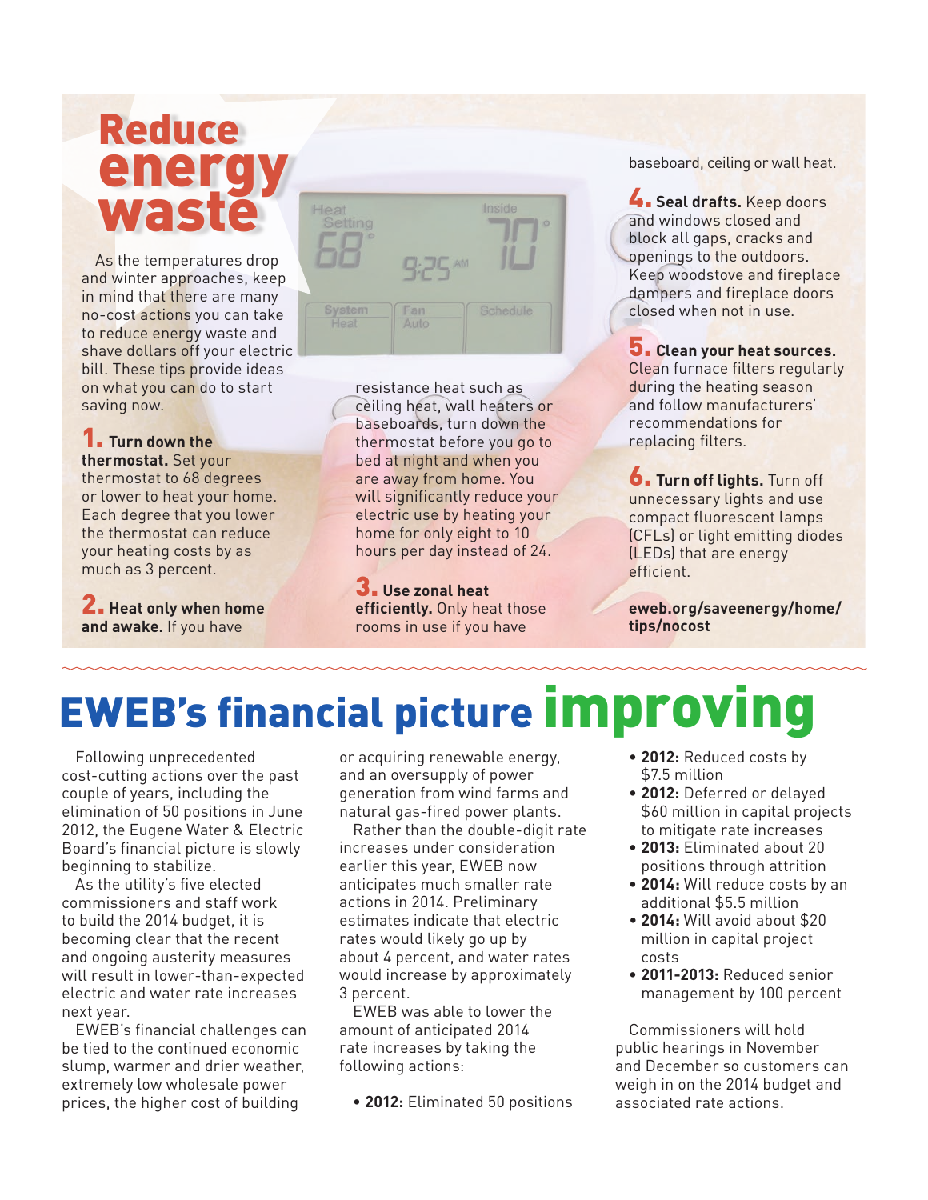# Reduce energy waste

As the temperatures drop and winter approaches, keep in mind that there are many no-cost actions you can take to reduce energy waste and shave dollars off your electric bill. These tips provide ideas on what you can do to start saving now.

**1. Turn down the thermostat.** Set your thermostat to 68 degrees or lower to heat your home. Each degree that you lower the thermostat can reduce your heating costs by as much as 3 percent.

**2. Heat only when home and awake.** If you have resistance heat such as ceiling heat, wall heaters or baseboards, turn down the thermostat before you go to bed at night and when you are away from home. You will significantly reduce your electric use by heating your home for only eight to 10 hours per day instead of 24.

**3. Use zonal heat efficiently.** Only heat those rooms in use if you have baseboard, ceiling or wall heat.

**4. Seal drafts.** Keep doors and windows closed and block all gaps, cracks and openings to the outdoors. Keep woodstove and fireplace dampers and fireplace doors closed when not in use.

**5. Clean your heat sources.** Clean furnace filters regularly during the heating season and follow manufacturers' recommendations for replacing filters.

**6. Turn off lights.** Turn off unnecessary lights and use compact fluorescent lamps (CFLs) or light emitting diodes (LEDs) that are energy efficient.

**eweb.org/saveenergy/home/tips/nocost**

# EWEB's financial picture improving

Following unprecedented cost-cutting actions over the past couple of years, including the elimination of 50 positions in June 2012, the Eugene Water & Electric Board's financial picture is slowly beginning to stabilize.

As the utility's five elected commissioners and staff work to build the 2014 budget, it is becoming clear that the recent and ongoing austerity measures will result in lower-than-expected electric and water rate increases next year.

EWEB's financial challenges can be tied to the continued economic slump, warmer and drier weather, extremely low wholesale power prices, the higher cost of building or acquiring renewable energy, and an oversupply of power generation from wind farms and natural gas-fired power plants.

Rather than the double-digit rate increases under consideration earlier this year, EWEB now anticipates much smaller rate actions in 2014. Preliminary estimates indicate that electric rates would likely go up by about 4 percent, and water rates would increase by approximately 3 percent.

EWEB was able to lower the amount of anticipated 2014 rate increases by taking the following actions:

- **2012:** Eliminated 50 positions
- **2012:** Reduced costs by $7.5 million
- **2012:** Deferred or delayed $60 million in capital projects to mitigate rate increases
- **2013:** Eliminated about 20 positions through attrition
- **2014:** Will reduce costs by an additional $5.5 million
- **2014:** Will avoid about $20 million in capital project costs
- **2011-2013:** Reduced senior management by 100 percent

Commissioners will hold public hearings in November and December so customers can weigh in on the 2014 budget and associated rate actions.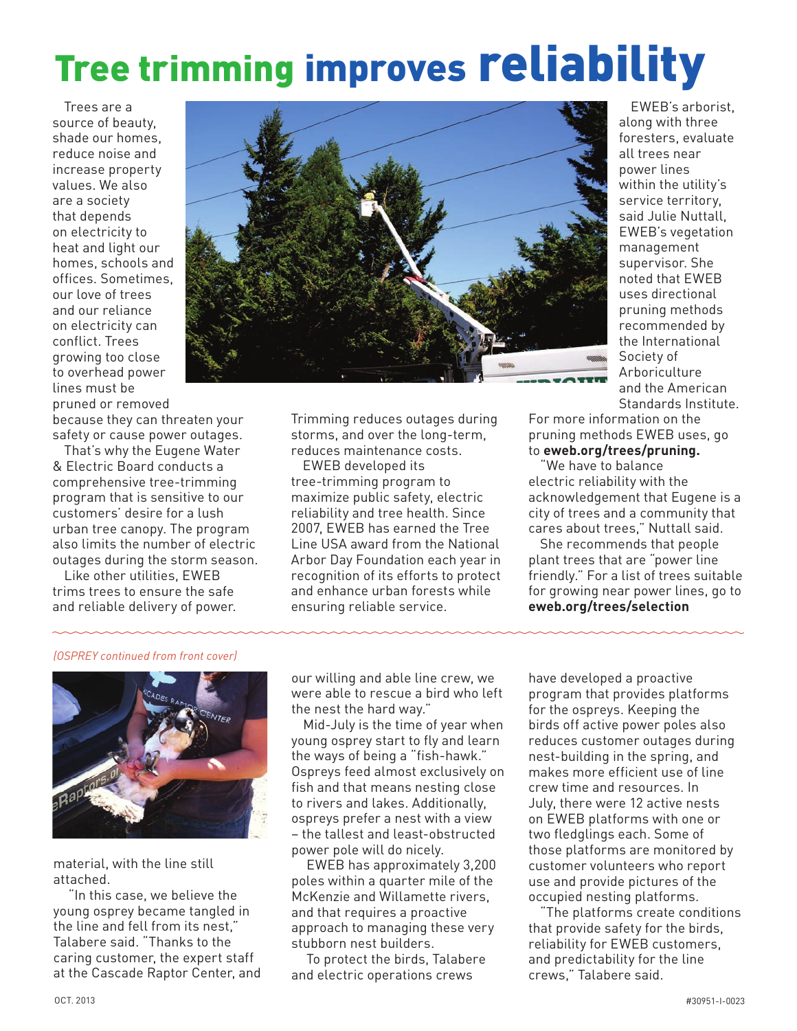# Tree trimming improves reliability

Trees are a source of beauty, shade our homes, reduce noise and increase property values. We also are a society that depends on electricity to heat and light our homes, schools and offices. Sometimes, our love of trees and our reliance on electricity can conflict. Trees growing too close to overhead power lines must be pruned or removed because they can threaten your safety or cause power outages.

That's why the Eugene Water & Electric Board conducts a comprehensive tree-trimming program that is sensitive to our customers' desire for a lush urban tree canopy. The program also limits the number of electric outages during the storm season.

Like other utilities, EWEB trims trees to ensure the safe and reliable delivery of power. Trimming reduces outages during storms, and over the long-term, reduces maintenance costs.

EWEB developed its tree-trimming program to maximize public safety, electric reliability and tree health. Since 2007, EWEB has earned the Tree Line USA award from the National Arbor Day Foundation each year in recognition of its efforts to protect and enhance urban forests while ensuring reliable service.

EWEB's arborist, along with three foresters, evaluate all trees near power lines within the utility's service territory, said Julie Nuttall, EWEB's vegetation management supervisor. She noted that EWEB uses directional pruning methods recommended by the International Society of Arboriculture and the American Standards Institute. For more information on the pruning methods EWEB uses, go to **eweb.org/trees/pruning.**

"We have to balance electric reliability with the acknowledgement that Eugene is a city of trees and a community that cares about trees," Nuttall said.

She recommends that people plant trees that are "power line friendly." For a list of trees suitable for growing near power lines, go to **eweb.org/trees/selection**

---

*(OSPREY continued from front cover)*

material, with the line still attached.

"In this case, we believe the young osprey became tangled in the line and fell from its nest," Talabere said. "Thanks to the caring customer, the expert staff at the Cascade Raptor Center, and our willing and able line crew, we were able to rescue a bird who left the nest the hard way."

Mid-July is the time of year when young osprey start to fly and learn the ways of being a "fish-hawk." Ospreys feed almost exclusively on fish and that means nesting close to rivers and lakes. Additionally, ospreys prefer a nest with a view – the tallest and least-obstructed power pole will do nicely.

EWEB has approximately 3,200 poles within a quarter mile of the McKenzie and Willamette rivers, and that requires a proactive approach to managing these very stubborn nest builders.

To protect the birds, Talabere and electric operations crews have developed a proactive program that provides platforms for the ospreys. Keeping the birds off active power poles also reduces customer outages during nest-building in the spring, and makes more efficient use of line crew time and resources. In July, there were 12 active nests on EWEB platforms with one or two fledglings each. Some of those platforms are monitored by customer volunteers who report use and provide pictures of the occupied nesting platforms.

"The platforms create conditions that provide safety for the birds, reliability for EWEB customers, and predictability for the line crews," Talabere said.

OCT. 2013

#30951-I-0023